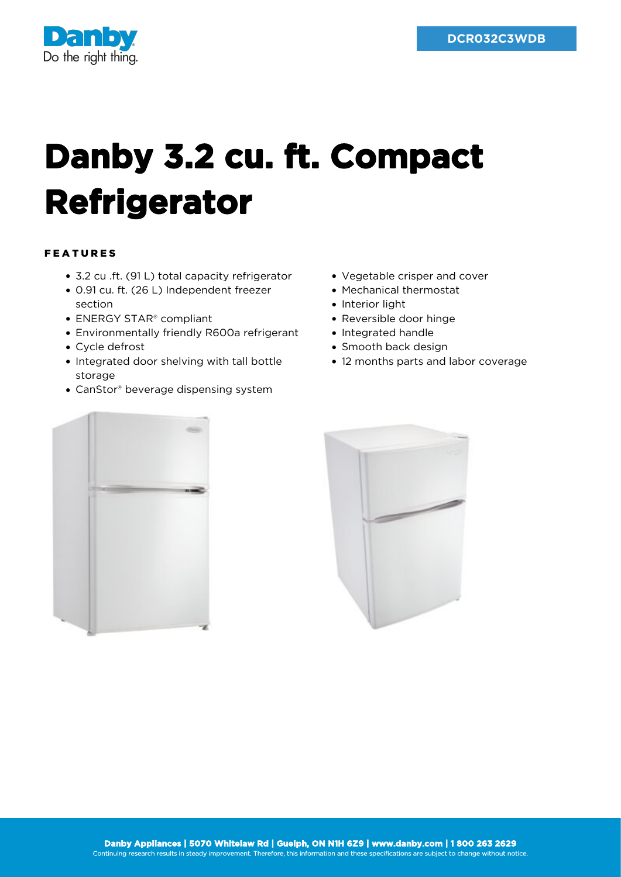DCR032C3WDB

# Danby 3.2 cu. ft. Compact Refrigerator

## FEATURES

- 3.2 cu .ft. (91 L) total capacity refrigerator
- 0.91 cu. ft. (26 L) Independent freezer section
- ENERGY STAR® compliant
- Environmentally friendly R600a refrigerant
- Cycle defrost
- Integrated door shelving with tall bottle storage
- CanStor® beverage dispensing system
- Vegetable crisper and cover
- Mechanical thermostat
- Interior light
- Reversible door hinge
- Integrated handle
- Smooth back design
- 12 months parts and labor coverage

**Danby Appliances | 5070 Whitelaw Rd | Guelph, ON N1H 6Z9 | www.danby.com | 1 800 263 2629**
Continuing research results in steady improvement. Therefore, this information and these specifications are subject to change without notice.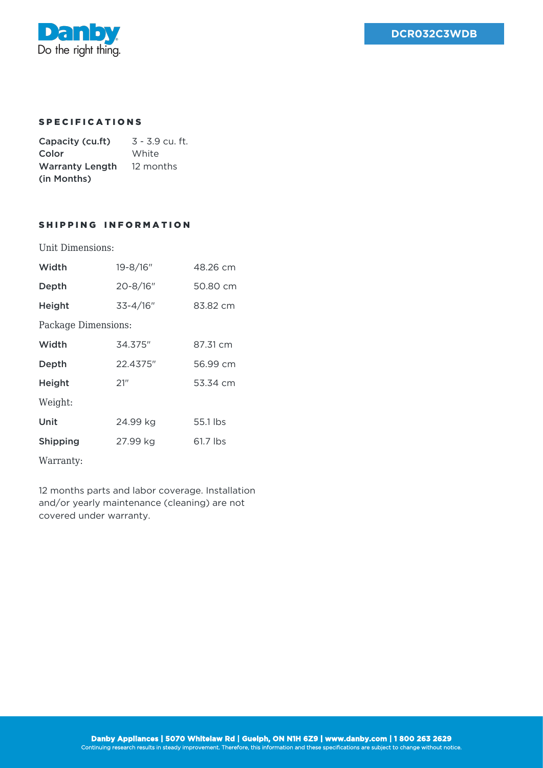DCR032C3WDB

## SPECIFICATIONS

| | |
|---|---|
| Capacity (cu.ft) | 3 - 3.9 cu. ft. |
| Color | White |
| Warranty Length (in Months) | 12 months |

## SHIPPING INFORMATION

Unit Dimensions:

| | | |
|---|---|---|
| **Width** | 19-8/16" | 48.26 cm |
| **Depth** | 20-8/16" | 50.80 cm |
| **Height** | 33-4/16" | 83.82 cm |

Package Dimensions:

| | | |
|---|---|---|
| **Width** | 34.375" | 87.31 cm |
| **Depth** | 22.4375" | 56.99 cm |
| **Height** | 21" | 53.34 cm |

Weight:

| | | |
|---|---|---|
| **Unit** | 24.99 kg | 55.1 lbs |
| **Shipping** | 27.99 kg | 61.7 lbs |

Warranty:

12 months parts and labor coverage. Installation and/or yearly maintenance (cleaning) are not covered under warranty.

**Danby Appliances | 5070 Whitelaw Rd | Guelph, ON N1H 6Z9 | www.danby.com | 1 800 263 2629**
Continuing research results in steady improvement. Therefore, this information and these specifications are subject to change without notice.